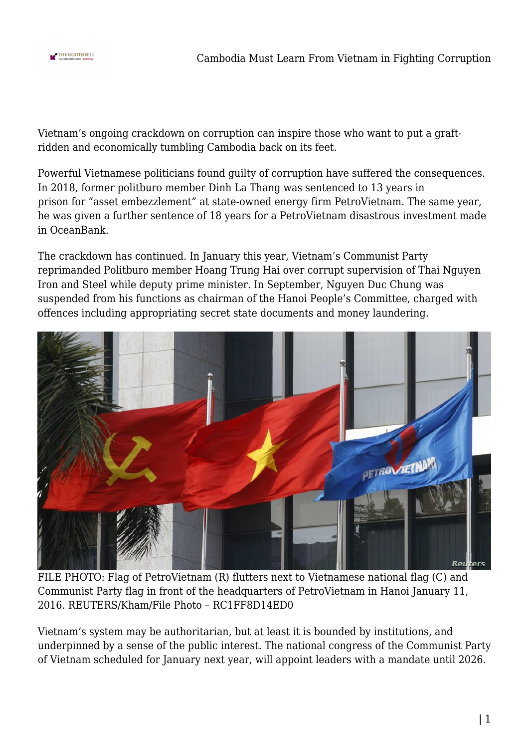Vietnam's ongoing crackdown on corruption can inspire those who want to put a graft-ridden and economically tumbling Cambodia back on its feet.

Powerful Vietnamese politicians found guilty of corruption have suffered the consequences. In 2018, former politburo member Dinh La Thang was sentenced to 13 years in prison for "asset embezzlement" at state-owned energy firm PetroVietnam. The same year, he was given a further sentence of 18 years for a PetroVietnam disastrous investment made in OceanBank.

The crackdown has continued. In January this year, Vietnam's Communist Party reprimanded Politburo member Hoang Trung Hai over corrupt supervision of Thai Nguyen Iron and Steel while deputy prime minister. In September, Nguyen Duc Chung was suspended from his functions as chairman of the Hanoi People's Committee, charged with offences including appropriating secret state documents and money laundering.

FILE PHOTO: Flag of PetroVietnam (R) flutters next to Vietnamese national flag (C) and Communist Party flag in front of the headquarters of PetroVietnam in Hanoi January 11, 2016. REUTERS/Kham/File Photo – RC1FF8D14ED0

Vietnam's system may be authoritarian, but at least it is bounded by institutions, and underpinned by a sense of the public interest. The national congress of the Communist Party of Vietnam scheduled for January next year, will appoint leaders with a mandate until 2026.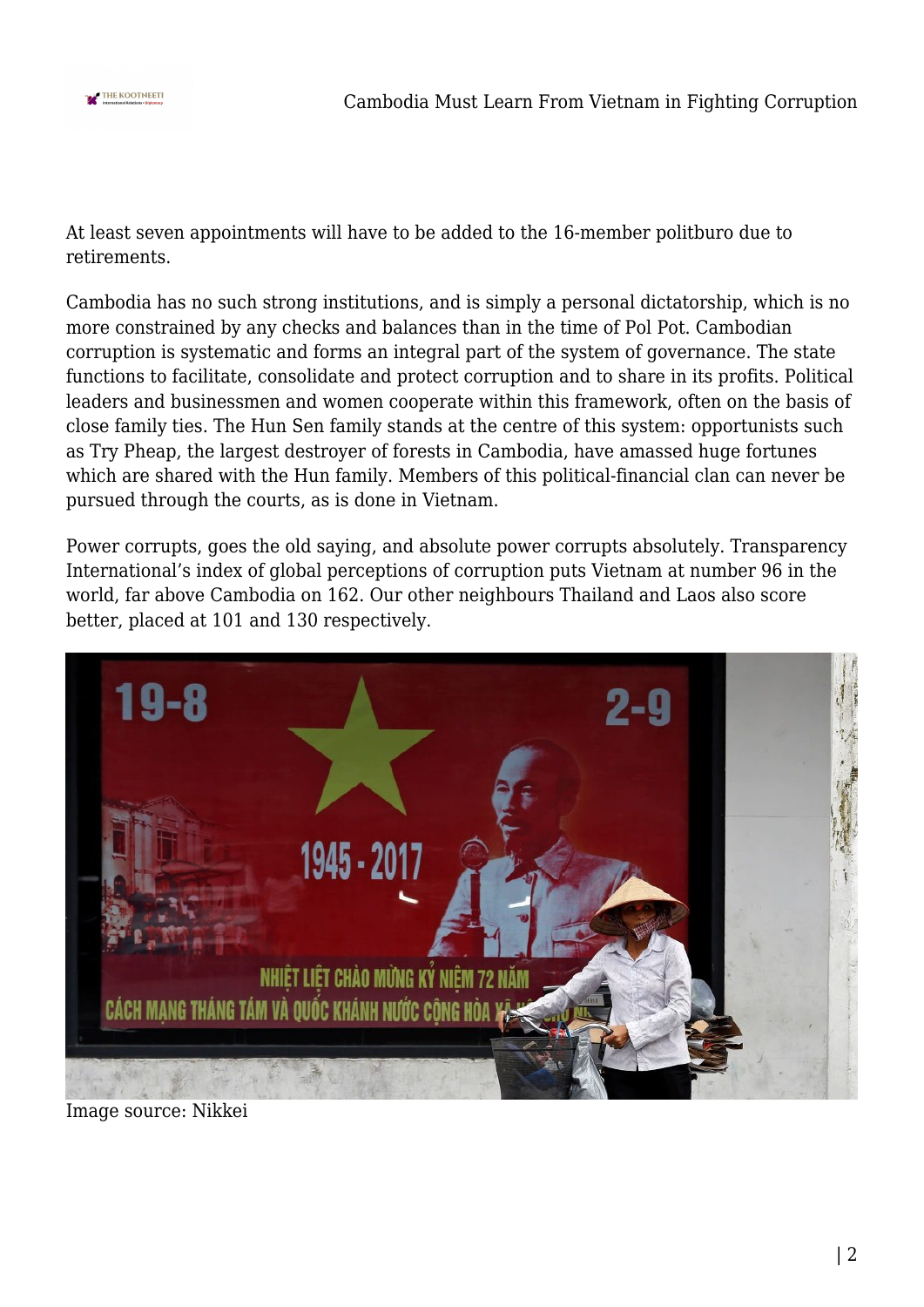At least seven appointments will have to be added to the 16-member politburo due to retirements.

Cambodia has no such strong institutions, and is simply a personal dictatorship, which is no more constrained by any checks and balances than in the time of Pol Pot. Cambodian corruption is systematic and forms an integral part of the system of governance. The state functions to facilitate, consolidate and protect corruption and to share in its profits. Political leaders and businessmen and women cooperate within this framework, often on the basis of close family ties. The Hun Sen family stands at the centre of this system: opportunists such as Try Pheap, the largest destroyer of forests in Cambodia, have amassed huge fortunes which are shared with the Hun family. Members of this political-financial clan can never be pursued through the courts, as is done in Vietnam.

Power corrupts, goes the old saying, and absolute power corrupts absolutely. Transparency International's index of global perceptions of corruption puts Vietnam at number 96 in the world, far above Cambodia on 162. Our other neighbours Thailand and Laos also score better, placed at 101 and 130 respectively.

Image source: Nikkei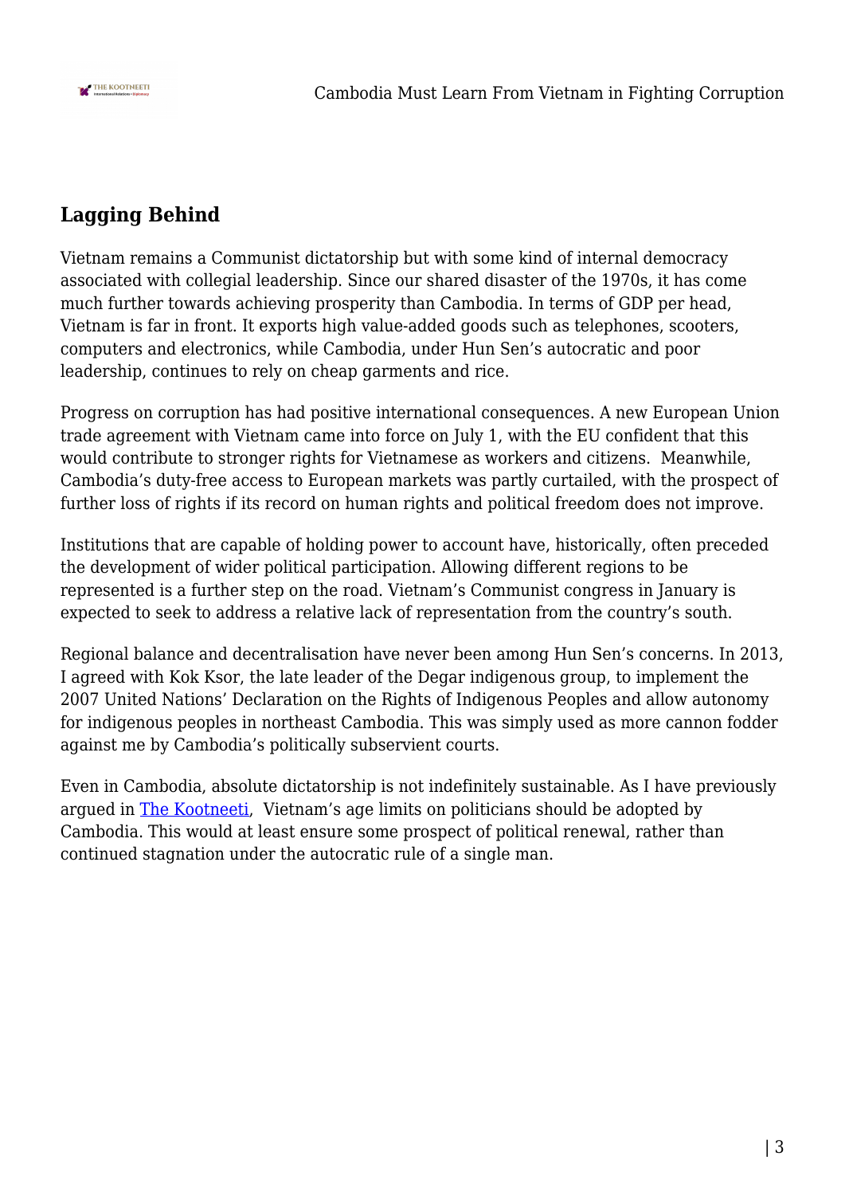## Lagging Behind

Vietnam remains a Communist dictatorship but with some kind of internal democracy associated with collegial leadership. Since our shared disaster of the 1970s, it has come much further towards achieving prosperity than Cambodia. In terms of GDP per head, Vietnam is far in front. It exports high value-added goods such as telephones, scooters, computers and electronics, while Cambodia, under Hun Sen's autocratic and poor leadership, continues to rely on cheap garments and rice.

Progress on corruption has had positive international consequences. A new European Union trade agreement with Vietnam came into force on July 1, with the EU confident that this would contribute to stronger rights for Vietnamese as workers and citizens. Meanwhile, Cambodia's duty-free access to European markets was partly curtailed, with the prospect of further loss of rights if its record on human rights and political freedom does not improve.

Institutions that are capable of holding power to account have, historically, often preceded the development of wider political participation. Allowing different regions to be represented is a further step on the road. Vietnam's Communist congress in January is expected to seek to address a relative lack of representation from the country's south.

Regional balance and decentralisation have never been among Hun Sen's concerns. In 2013, I agreed with Kok Ksor, the late leader of the Degar indigenous group, to implement the 2007 United Nations' Declaration on the Rights of Indigenous Peoples and allow autonomy for indigenous peoples in northeast Cambodia. This was simply used as more cannon fodder against me by Cambodia's politically subservient courts.

Even in Cambodia, absolute dictatorship is not indefinitely sustainable. As I have previously argued in The Kootneeti, Vietnam's age limits on politicians should be adopted by Cambodia. This would at least ensure some prospect of political renewal, rather than continued stagnation under the autocratic rule of a single man.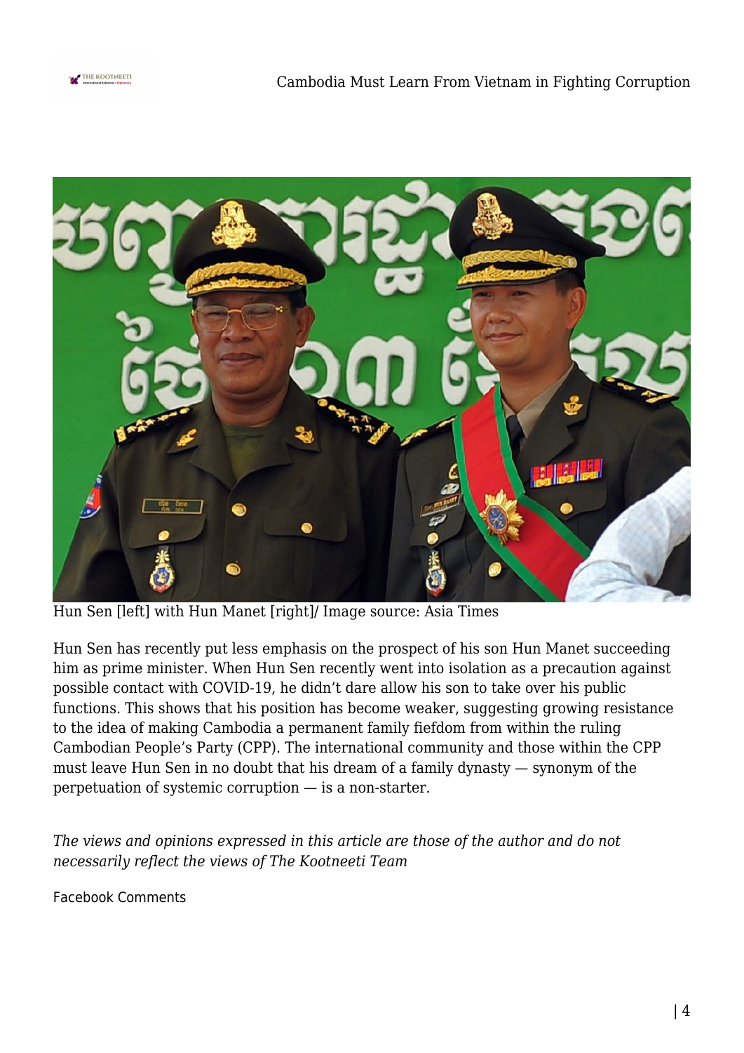Hun Sen [left] with Hun Manet [right]/ Image source: Asia Times

Hun Sen has recently put less emphasis on the prospect of his son Hun Manet succeeding him as prime minister. When Hun Sen recently went into isolation as a precaution against possible contact with COVID-19, he didn't dare allow his son to take over his public functions. This shows that his position has become weaker, suggesting growing resistance to the idea of making Cambodia a permanent family fiefdom from within the ruling Cambodian People's Party (CPP). The international community and those within the CPP must leave Hun Sen in no doubt that his dream of a family dynasty — synonym of the perpetuation of systemic corruption — is a non-starter.

*The views and opinions expressed in this article are those of the author and do not necessarily reflect the views of The Kootneeti Team*

Facebook Comments